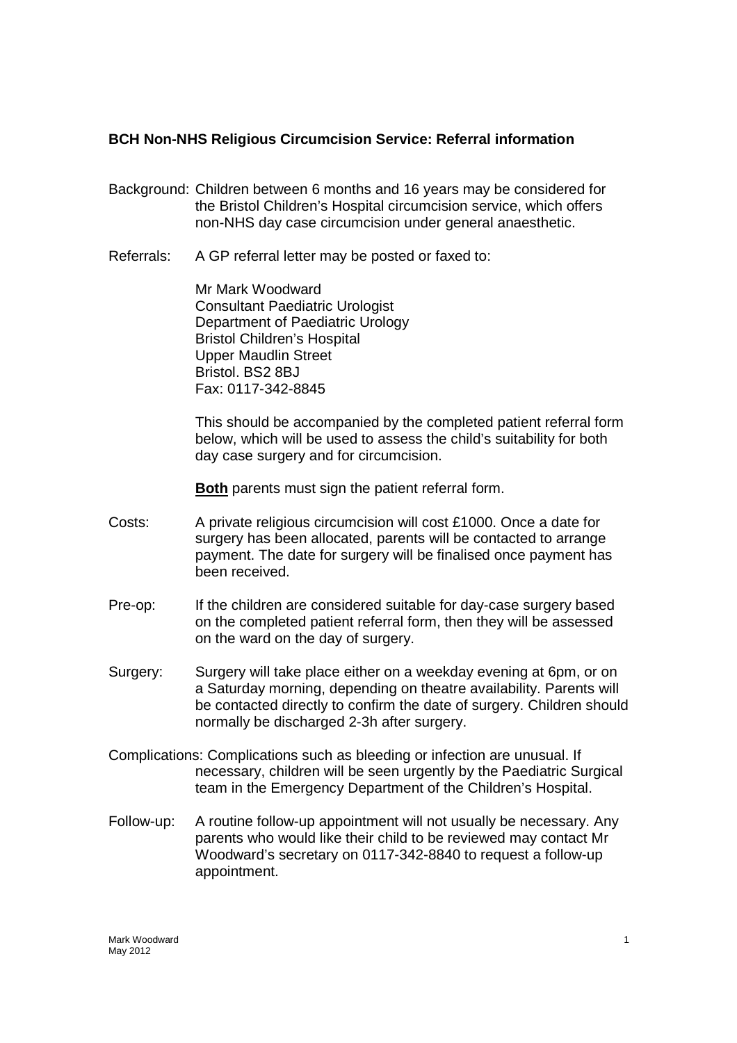**BCH Non-NHS Religious Circumcision Service: Referral information**

Background: Children between 6 months and 16 years may be considered for the Bristol Children's Hospital circumcision service, which offers non-NHS day case circumcision under general anaesthetic.

Referrals: A GP referral letter may be posted or faxed to:

Mr Mark Woodward  
Consultant Paediatric Urologist  
Department of Paediatric Urology  
Bristol Children's Hospital  
Upper Maudlin Street  
Bristol. BS2 8BJ  
Fax: 0117-342-8845

This should be accompanied by the completed patient referral form below, which will be used to assess the child's suitability for both day case surgery and for circumcision.

**Both** parents must sign the patient referral form.

Costs: A private religious circumcision will cost £1000. Once a date for surgery has been allocated, parents will be contacted to arrange payment. The date for surgery will be finalised once payment has been received.

Pre-op: If the children are considered suitable for day-case surgery based on the completed patient referral form, then they will be assessed on the ward on the day of surgery.

Surgery: Surgery will take place either on a weekday evening at 6pm, or on a Saturday morning, depending on theatre availability. Parents will be contacted directly to confirm the date of surgery. Children should normally be discharged 2-3h after surgery.

Complications: Complications such as bleeding or infection are unusual. If necessary, children will be seen urgently by the Paediatric Surgical team in the Emergency Department of the Children's Hospital.

Follow-up: A routine follow-up appointment will not usually be necessary. Any parents who would like their child to be reviewed may contact Mr Woodward's secretary on 0117-342-8840 to request a follow-up appointment.

Mark Woodward  
May 2012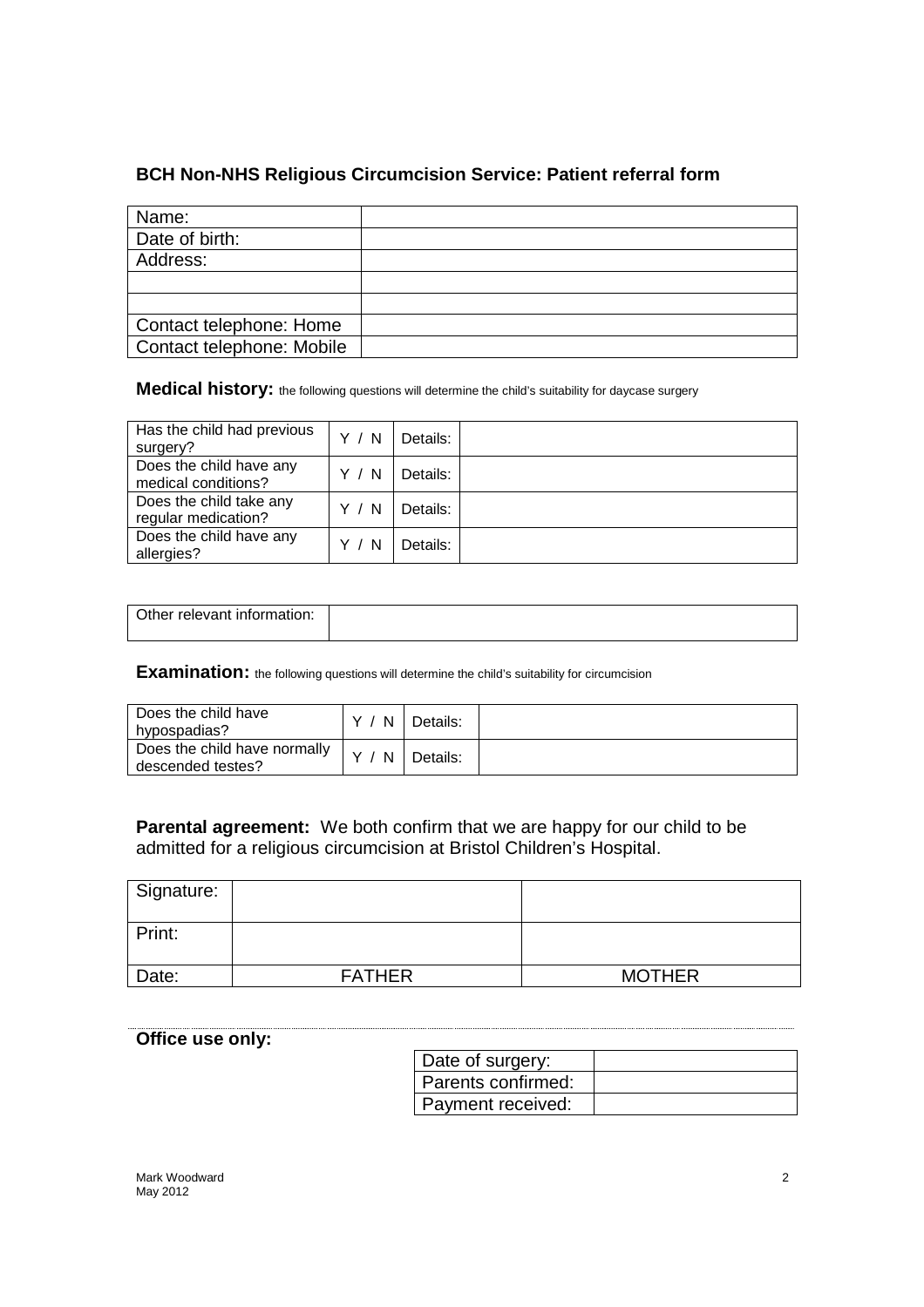## BCH Non-NHS Religious Circumcision Service: Patient referral form

| Name: | |
|---|---|
| Date of birth: | |
| Address: | |
| | |
| | |
| Contact telephone: Home | |
| Contact telephone: Mobile | |

**Medical history:** the following questions will determine the child's suitability for daycase surgery

| Has the child had previous surgery? | Y / N | Details: | |
|---|---|---|---|
| Does the child have any medical conditions? | Y / N | Details: | |
| Does the child take any regular medication? | Y / N | Details: | |
| Does the child have any allergies? | Y / N | Details: | |

| Other relevant information: | |
|---|---|

**Examination:** the following questions will determine the child's suitability for circumcision

| Does the child have hypospadias? | Y / N | Details: | |
|---|---|---|---|
| Does the child have normally descended testes? | Y / N | Details: | |

**Parental agreement:** We both confirm that we are happy for our child to be admitted for a religious circumcision at Bristol Children's Hospital.

| Signature: | | |
|---|---|---|
| Print: | | |
| Date: | FATHER | MOTHER |

**Office use only:**

| Date of surgery: | |
|---|---|
| Parents confirmed: | |
| Payment received: | |

Mark Woodward
May 2012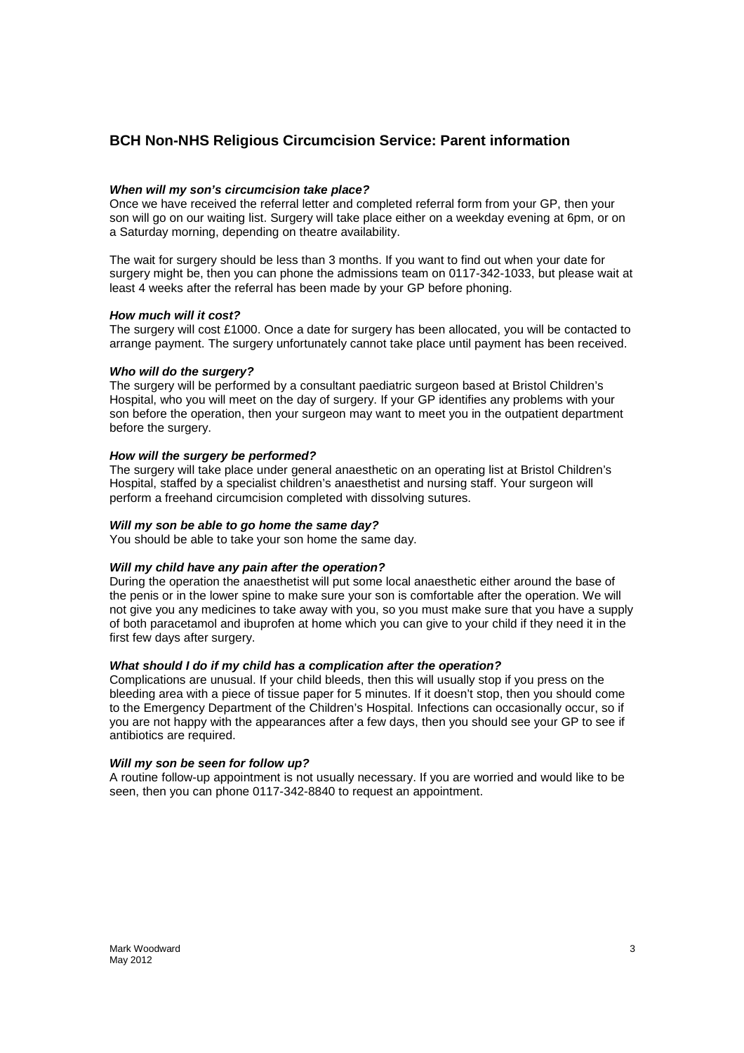## BCH Non-NHS Religious Circumcision Service: Parent information

***When will my son's circumcision take place?***

Once we have received the referral letter and completed referral form from your GP, then your son will go on our waiting list. Surgery will take place either on a weekday evening at 6pm, or on a Saturday morning, depending on theatre availability.

The wait for surgery should be less than 3 months. If you want to find out when your date for surgery might be, then you can phone the admissions team on 0117-342-1033, but please wait at least 4 weeks after the referral has been made by your GP before phoning.

***How much will it cost?***

The surgery will cost £1000. Once a date for surgery has been allocated, you will be contacted to arrange payment. The surgery unfortunately cannot take place until payment has been received.

***Who will do the surgery?***

The surgery will be performed by a consultant paediatric surgeon based at Bristol Children's Hospital, who you will meet on the day of surgery. If your GP identifies any problems with your son before the operation, then your surgeon may want to meet you in the outpatient department before the surgery.

***How will the surgery be performed?***

The surgery will take place under general anaesthetic on an operating list at Bristol Children's Hospital, staffed by a specialist children's anaesthetist and nursing staff. Your surgeon will perform a freehand circumcision completed with dissolving sutures.

***Will my son be able to go home the same day?***

You should be able to take your son home the same day.

***Will my child have any pain after the operation?***

During the operation the anaesthetist will put some local anaesthetic either around the base of the penis or in the lower spine to make sure your son is comfortable after the operation. We will not give you any medicines to take away with you, so you must make sure that you have a supply of both paracetamol and ibuprofen at home which you can give to your child if they need it in the first few days after surgery.

***What should I do if my child has a complication after the operation?***

Complications are unusual. If your child bleeds, then this will usually stop if you press on the bleeding area with a piece of tissue paper for 5 minutes. If it doesn't stop, then you should come to the Emergency Department of the Children's Hospital. Infections can occasionally occur, so if you are not happy with the appearances after a few days, then you should see your GP to see if antibiotics are required.

***Will my son be seen for follow up?***

A routine follow-up appointment is not usually necessary. If you are worried and would like to be seen, then you can phone 0117-342-8840 to request an appointment.

Mark Woodward
May 2012